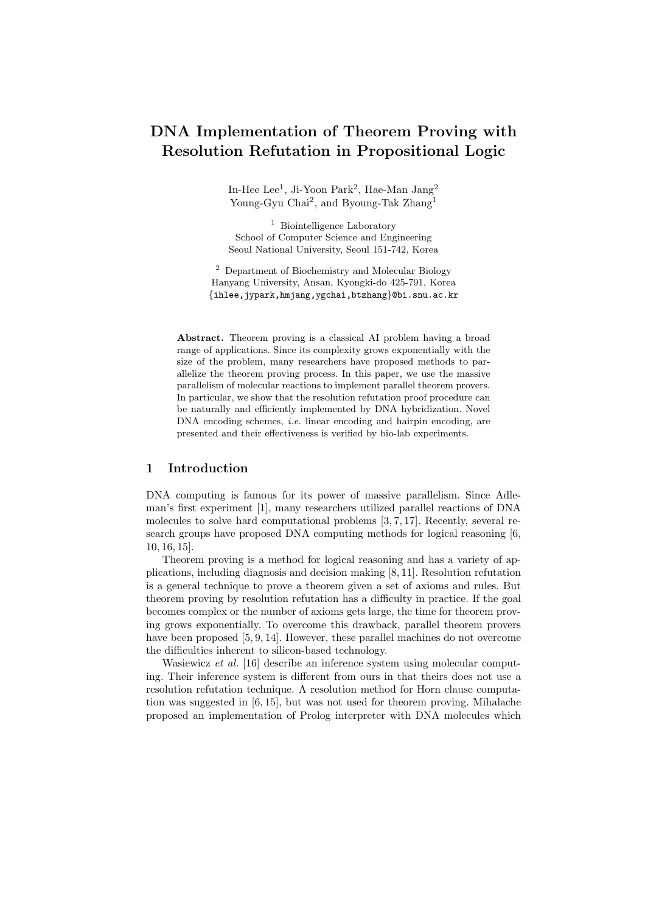# DNA Implementation of Theorem Proving with Resolution Refutation in Propositional Logic

In-Hee Lee[1], Ji-Yoon Park[2], Hae-Man Jang[2]
Young-Gyu Chai[2], and Byoung-Tak Zhang[1]

[1] Biointelligence Laboratory
School of Computer Science and Engineering
Seoul National University, Seoul 151-742, Korea

[2] Department of Biochemistry and Molecular Biology
Hanyang University, Ansan, Kyongki-do 425-791, Korea
{ihlee,jypark,hmjang,ygchai,btzhang}@bi.snu.ac.kr

**Abstract.** Theorem proving is a classical AI problem having a broad range of applications. Since its complexity grows exponentially with the size of the problem, many researchers have proposed methods to parallelize the theorem proving process. In this paper, we use the massive parallelism of molecular reactions to implement parallel theorem provers. In particular, we show that the resolution refutation proof procedure can be naturally and efficiently implemented by DNA hybridization. Novel DNA encoding schemes, *i.e.* linear encoding and hairpin encoding, are presented and their effectiveness is verified by bio-lab experiments.

## 1 Introduction

DNA computing is famous for its power of massive parallelism. Since Adleman's first experiment [1], many researchers utilized parallel reactions of DNA molecules to solve hard computational problems [3, 7, 17]. Recently, several research groups have proposed DNA computing methods for logical reasoning [6, 10, 16, 15].

Theorem proving is a method for logical reasoning and has a variety of applications, including diagnosis and decision making [8, 11]. Resolution refutation is a general technique to prove a theorem given a set of axioms and rules. But theorem proving by resolution refutation has a difficulty in practice. If the goal becomes complex or the number of axioms gets large, the time for theorem proving grows exponentially. To overcome this drawback, parallel theorem provers have been proposed [5, 9, 14]. However, these parallel machines do not overcome the difficulties inherent to silicon-based technology.

Wasiewicz *et al.* [16] describe an inference system using molecular computing. Their inference system is different from ours in that theirs does not use a resolution refutation technique. A resolution method for Horn clause computation was suggested in [6, 15], but was not used for theorem proving. Mihalache proposed an implementation of Prolog interpreter with DNA molecules which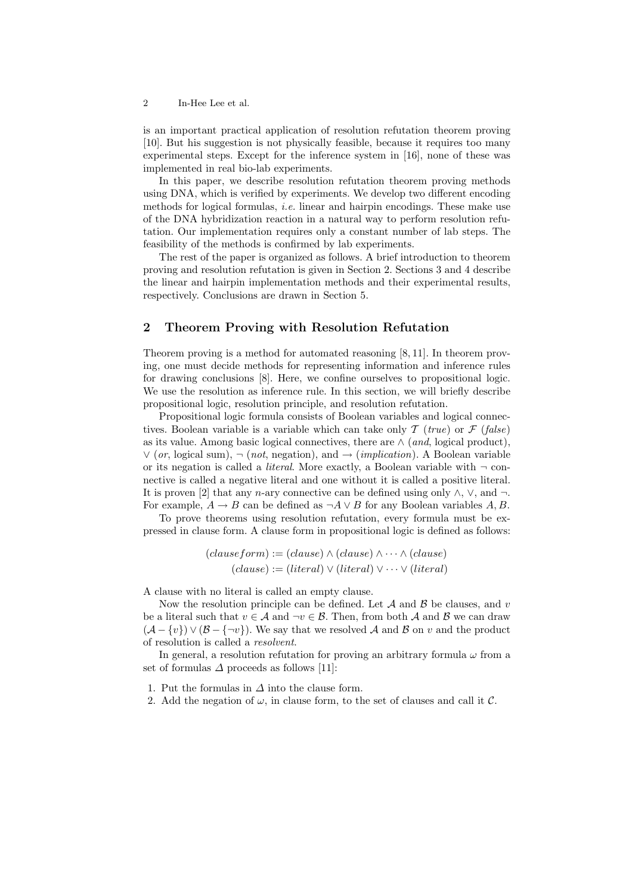is an important practical application of resolution refutation theorem proving [10]. But his suggestion is not physically feasible, because it requires too many experimental steps. Except for the inference system in [16], none of these was implemented in real bio-lab experiments.

In this paper, we describe resolution refutation theorem proving methods using DNA, which is verified by experiments. We develop two different encoding methods for logical formulas, *i.e.* linear and hairpin encodings. These make use of the DNA hybridization reaction in a natural way to perform resolution refutation. Our implementation requires only a constant number of lab steps. The feasibility of the methods is confirmed by lab experiments.

The rest of the paper is organized as follows. A brief introduction to theorem proving and resolution refutation is given in Section 2. Sections 3 and 4 describe the linear and hairpin implementation methods and their experimental results, respectively. Conclusions are drawn in Section 5.

## 2 Theorem Proving with Resolution Refutation

Theorem proving is a method for automated reasoning [8, 11]. In theorem proving, one must decide methods for representing information and inference rules for drawing conclusions [8]. Here, we confine ourselves to propositional logic. We use the resolution as inference rule. In this section, we will briefly describe propositional logic, resolution principle, and resolution refutation.

Propositional logic formula consists of Boolean variables and logical connectives. Boolean variable is a variable which can take only $\mathcal{T}$ (*true*) or $\mathcal{F}$ (*false*) as its value. Among basic logical connectives, there are $\wedge$ (*and*, logical product), $\vee$ (*or*, logical sum), $\neg$ (*not*, negation), and $\rightarrow$ (*implication*). A Boolean variable or its negation is called a *literal*. More exactly, a Boolean variable with $\neg$ connective is called a negative literal and one without it is called a positive literal. It is proven [2] that any $n$-ary connective can be defined using only $\wedge$, $\vee$, and $\neg$. For example, $A \rightarrow B$ can be defined as $\neg A \vee B$ for any Boolean variables $A, B$.

To prove theorems using resolution refutation, every formula must be expressed in clause form. A clause form in propositional logic is defined as follows:

$$(clauseform) := (clause) \wedge (clause) \wedge \cdots \wedge (clause)$$
$$(clause) := (literal) \vee (literal) \vee \cdots \vee (literal)$$

A clause with no literal is called an empty clause.

Now the resolution principle can be defined. Let $\mathcal{A}$ and $\mathcal{B}$ be clauses, and $v$ be a literal such that $v \in \mathcal{A}$ and $\neg v \in \mathcal{B}$. Then, from both $\mathcal{A}$ and $\mathcal{B}$ we can draw $(\mathcal{A} - \{v\}) \vee (\mathcal{B} - \{\neg v\})$. We say that we resolved $\mathcal{A}$ and $\mathcal{B}$ on $v$ and the product of resolution is called a *resolvent*.

In general, a resolution refutation for proving an arbitrary formula $\omega$ from a set of formulas $\Delta$ proceeds as follows [11]:

1. Put the formulas in $\Delta$ into the clause form.
2. Add the negation of $\omega$, in clause form, to the set of clauses and call it $\mathcal{C}$.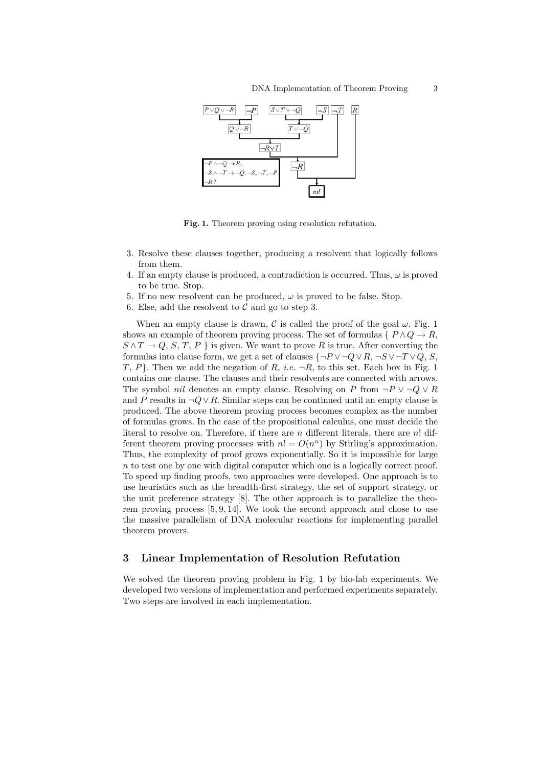Fig. 1. Theorem proving using resolution refutation.

3. Resolve these clauses together, producing a resolvent that logically follows from them.
4. If an empty clause is produced, a contradiction is occurred. Thus, $\omega$ is proved to be true. Stop.
5. If no new resolvent can be produced, $\omega$ is proved to be false. Stop.
6. Else, add the resolvent to $\mathcal{C}$ and go to step 3.

When an empty clause is drawn, $\mathcal{C}$ is called the proof of the goal $\omega$. Fig. 1 shows an example of theorem proving process. The set of formulas $\{ P \wedge Q \rightarrow R$, $S \wedge T \rightarrow Q$, $S$, $T$, $P$ $\}$ is given. We want to prove $R$ is true. After converting the formulas into clause form, we get a set of clauses $\{\neg P \vee \neg Q \vee R$, $\neg S \vee \neg T \vee Q$, $S$, $T$, $P\}$. Then we add the negation of $R$, *i.e.* $\neg R$, to this set. Each box in Fig. 1 contains one clause. The clauses and their resolvents are connected with arrows. The symbol *nil* denotes an empty clause. Resolving on $P$ from $\neg P \vee \neg Q \vee R$ and $P$ results in $\neg Q \vee R$. Similar steps can be continued until an empty clause is produced. The above theorem proving process becomes complex as the number of formulas grows. In the case of the propositional calculus, one must decide the literal to resolve on. Therefore, if there are $n$ different literals, there are $n!$ different theorem proving processes with $n! = O(n^n)$ by Stirling's approximation. Thus, the complexity of proof grows exponentially. So it is impossible for large $n$ to test one by one with digital computer which one is a logically correct proof. To speed up finding proofs, two approaches were developed. One approach is to use heuristics such as the breadth-first strategy, the set of support strategy, or the unit preference strategy [8]. The other approach is to parallelize the theorem proving process [5, 9, 14]. We took the second approach and chose to use the massive parallelism of DNA molecular reactions for implementing parallel theorem provers.

## 3 Linear Implementation of Resolution Refutation

We solved the theorem proving problem in Fig. 1 by bio-lab experiments. We developed two versions of implementation and performed experiments separately. Two steps are involved in each implementation.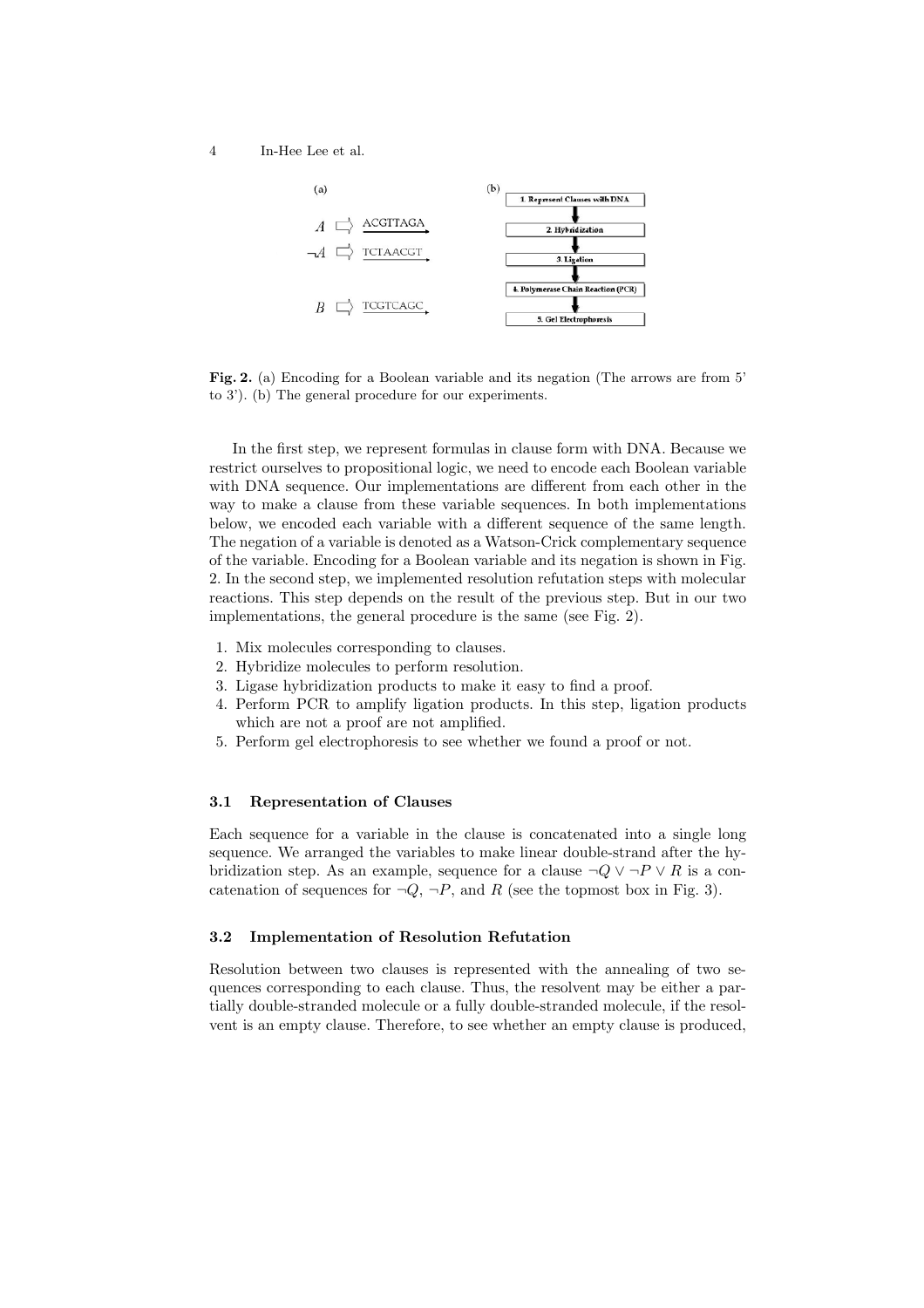(a)

$A$ ⇨ ACGTTAGA

$\neg A$ ⇨ TCTAACGT

$B$ ⇨ TCGTCAGC

(b)

1. Represent Clauses with DNA
2. Hybridization
3. Ligation
4. Polymerase Chain Reaction (PCR)
5. Gel Electrophoresis

**Fig. 2.** (a) Encoding for a Boolean variable and its negation (The arrows are from 5' to 3'). (b) The general procedure for our experiments.

In the first step, we represent formulas in clause form with DNA. Because we restrict ourselves to propositional logic, we need to encode each Boolean variable with DNA sequence. Our implementations are different from each other in the way to make a clause from these variable sequences. In both implementations below, we encoded each variable with a different sequence of the same length. The negation of a variable is denoted as a Watson-Crick complementary sequence of the variable. Encoding for a Boolean variable and its negation is shown in Fig. 2. In the second step, we implemented resolution refutation steps with molecular reactions. This step depends on the result of the previous step. But in our two implementations, the general procedure is the same (see Fig. 2).

1. Mix molecules corresponding to clauses.
2. Hybridize molecules to perform resolution.
3. Ligase hybridization products to make it easy to find a proof.
4. Perform PCR to amplify ligation products. In this step, ligation products which are not a proof are not amplified.
5. Perform gel electrophoresis to see whether we found a proof or not.

### 3.1 Representation of Clauses

Each sequence for a variable in the clause is concatenated into a single long sequence. We arranged the variables to make linear double-strand after the hybridization step. As an example, sequence for a clause $\neg Q \vee \neg P \vee R$ is a concatenation of sequences for $\neg Q$, $\neg P$, and $R$ (see the topmost box in Fig. 3).

### 3.2 Implementation of Resolution Refutation

Resolution between two clauses is represented with the annealing of two sequences corresponding to each clause. Thus, the resolvent may be either a partially double-stranded molecule or a fully double-stranded molecule, if the resolvent is an empty clause. Therefore, to see whether an empty clause is produced,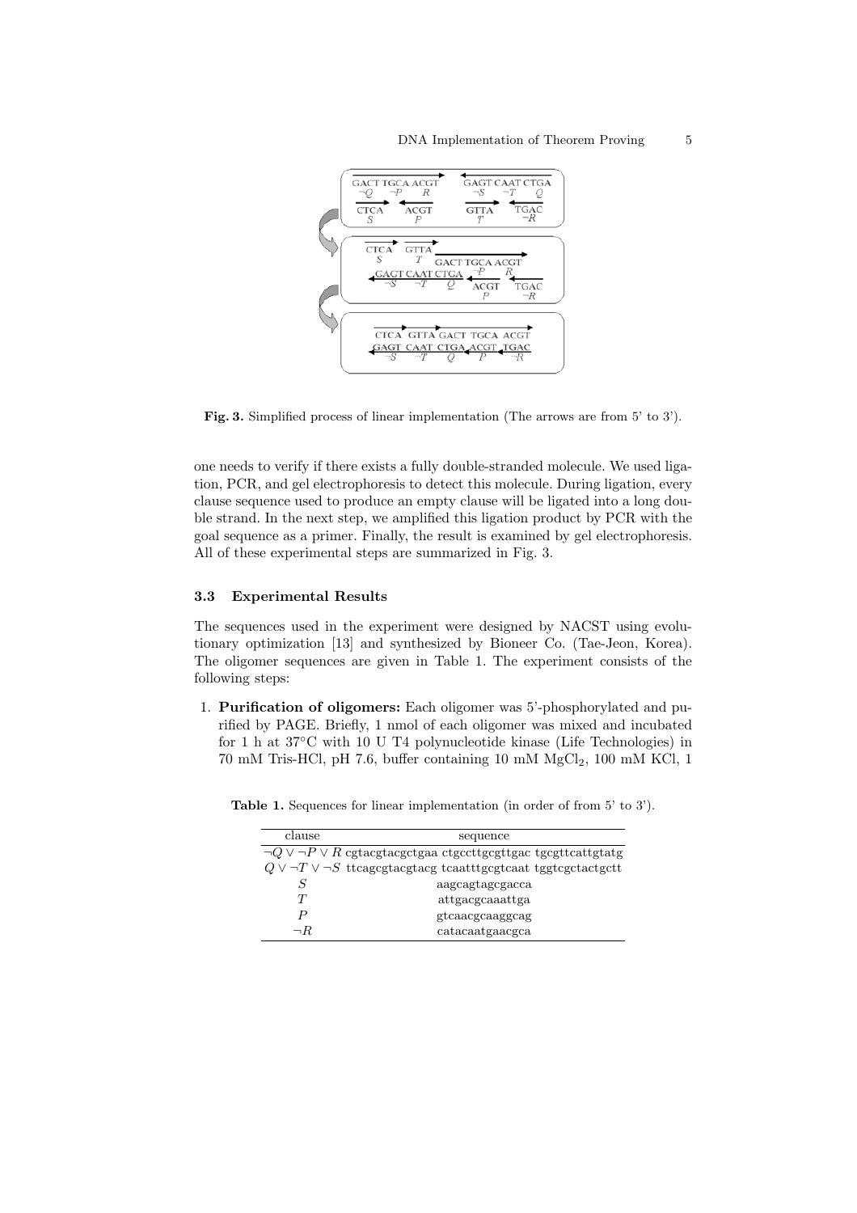one needs to verify if there exists a fully double-stranded molecule. We used ligation, PCR, and gel electrophoresis to detect this molecule. During ligation, every clause sequence used to produce an empty clause will be ligated into a long double strand. In the next step, we amplified this ligation product by PCR with the goal sequence as a primer. Finally, the result is examined by gel electrophoresis. All of these experimental steps are summarized in Fig. 3.

**Fig. 3.** Simplified process of linear implementation (The arrows are from 5' to 3').

### 3.3 Experimental Results

The sequences used in the experiment were designed by NACST using evolutionary optimization [13] and synthesized by Bioneer Co. (Tae-Jeon, Korea). The oligomer sequences are given in Table 1. The experiment consists of the following steps:

1. **Purification of oligomers:** Each oligomer was 5'-phosphorylated and purified by PAGE. Briefly, 1 nmol of each oligomer was mixed and incubated for 1 h at 37°C with 10 U T4 polynucleotide kinase (Life Technologies) in 70 mM Tris-HCl, pH 7.6, buffer containing 10 mM $MgCl_2$, 100 mM KCl, 1

**Table 1.** Sequences for linear implementation (in order of from 5' to 3').

| clause | sequence |
|---|---|
| $\neg Q \vee \neg P \vee R$ | cgtacgtacgctgaa ctgccttgcgttgac tgcgttcattgtatg |
| $Q \vee \neg T \vee \neg S$ | ttcagcgtacgtacg tcaatttgcgtcaat tggtcgctactgctt |
| $S$ | aagcagtagcgacca |
| $T$ | attgacgcaaattga |
| $P$ | gtcaacgcaaggcag |
| $\neg R$ | catacaatgaacgca |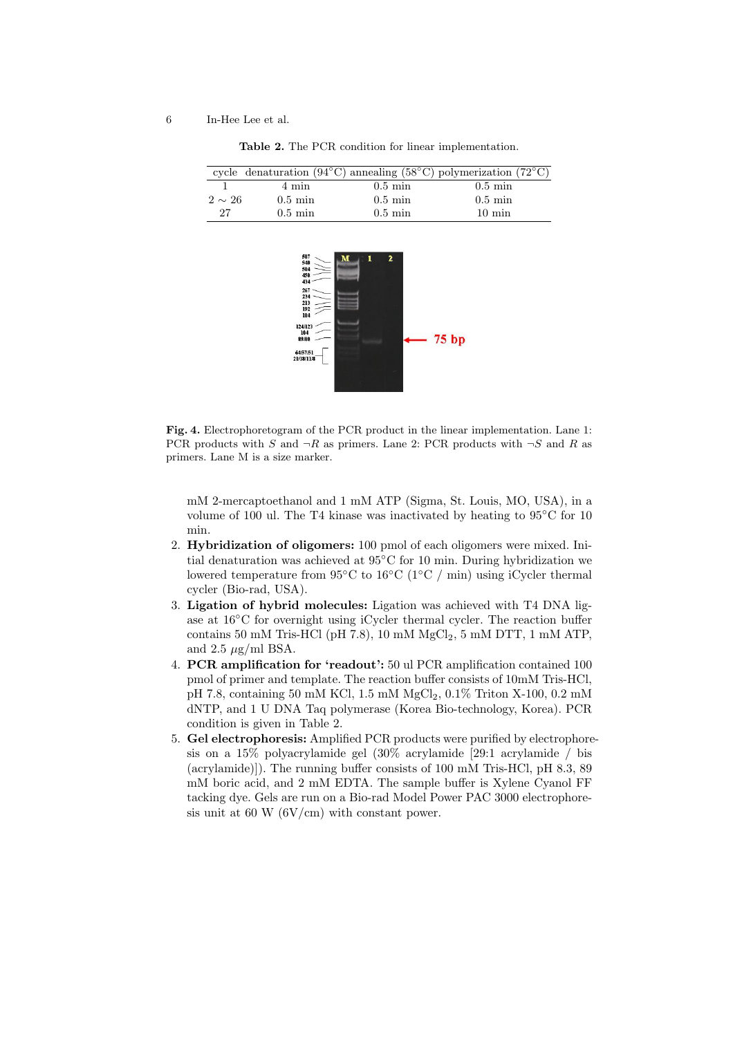**Table 2.** The PCR condition for linear implementation.

| cycle | denaturation (94°C) | annealing (58°C) | polymerization (72°C) |
|---|---|---|---|
| 1 | 4 min | 0.5 min | 0.5 min |
| 2 ∼ 26 | 0.5 min | 0.5 min | 0.5 min |
| 27 | 0.5 min | 0.5 min | 10 min |

**Fig. 4.** Electrophoretogram of the PCR product in the linear implementation. Lane 1: PCR products with $S$ and $\neg R$ as primers. Lane 2: PCR products with $\neg S$ and $R$ as primers. Lane M is a size marker.

mM 2-mercaptoethanol and 1 mM ATP (Sigma, St. Louis, MO, USA), in a volume of 100 ul. The T4 kinase was inactivated by heating to 95°C for 10 min.

2. **Hybridization of oligomers:** 100 pmol of each oligomers were mixed. Initial denaturation was achieved at 95°C for 10 min. During hybridization we lowered temperature from 95°C to 16°C (1°C / min) using iCycler thermal cycler (Bio-rad, USA).
3. **Ligation of hybrid molecules:** Ligation was achieved with T4 DNA ligase at 16°C for overnight using iCycler thermal cycler. The reaction buffer contains 50 mM Tris-HCl (pH 7.8), 10 mM $MgCl_2$, 5 mM DTT, 1 mM ATP, and 2.5 $\mu$g/ml BSA.
4. **PCR amplification for 'readout':** 50 ul PCR amplification contained 100 pmol of primer and template. The reaction buffer consists of 10mM Tris-HCl, pH 7.8, containing 50 mM KCl, 1.5 mM $MgCl_2$, 0.1% Triton X-100, 0.2 mM dNTP, and 1 U DNA Taq polymerase (Korea Bio-technology, Korea). PCR condition is given in Table 2.
5. **Gel electrophoresis:** Amplified PCR products were purified by electrophoresis on a 15% polyacrylamide gel (30% acrylamide [29:1 acrylamide / bis (acrylamide)]). The running buffer consists of 100 mM Tris-HCl, pH 8.3, 89 mM boric acid, and 2 mM EDTA. The sample buffer is Xylene Cyanol FF tacking dye. Gels are run on a Bio-rad Model Power PAC 3000 electrophoresis unit at 60 W (6V/cm) with constant power.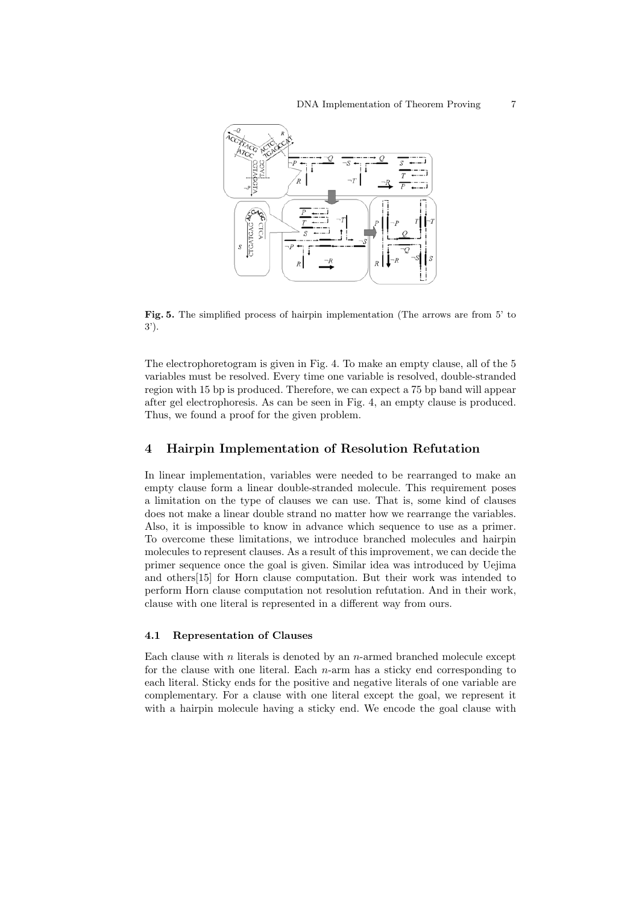**Fig. 5.** The simplified process of hairpin implementation (The arrows are from 5' to 3').

The electrophoretogram is given in Fig. 4. To make an empty clause, all of the 5 variables must be resolved. Every time one variable is resolved, double-stranded region with 15 bp is produced. Therefore, we can expect a 75 bp band will appear after gel electrophoresis. As can be seen in Fig. 4, an empty clause is produced. Thus, we found a proof for the given problem.

## 4 Hairpin Implementation of Resolution Refutation

In linear implementation, variables were needed to be rearranged to make an empty clause form a linear double-stranded molecule. This requirement poses a limitation on the type of clauses we can use. That is, some kind of clauses does not make a linear double strand no matter how we rearrange the variables. Also, it is impossible to know in advance which sequence to use as a primer. To overcome these limitations, we introduce branched molecules and hairpin molecules to represent clauses. As a result of this improvement, we can decide the primer sequence once the goal is given. Similar idea was introduced by Uejima and others[15] for Horn clause computation. But their work was intended to perform Horn clause computation not resolution refutation. And in their work, clause with one literal is represented in a different way from ours.

### 4.1 Representation of Clauses

Each clause with $n$ literals is denoted by an $n$-armed branched molecule except for the clause with one literal. Each $n$-arm has a sticky end corresponding to each literal. Sticky ends for the positive and negative literals of one variable are complementary. For a clause with one literal except the goal, we represent it with a hairpin molecule having a sticky end. We encode the goal clause with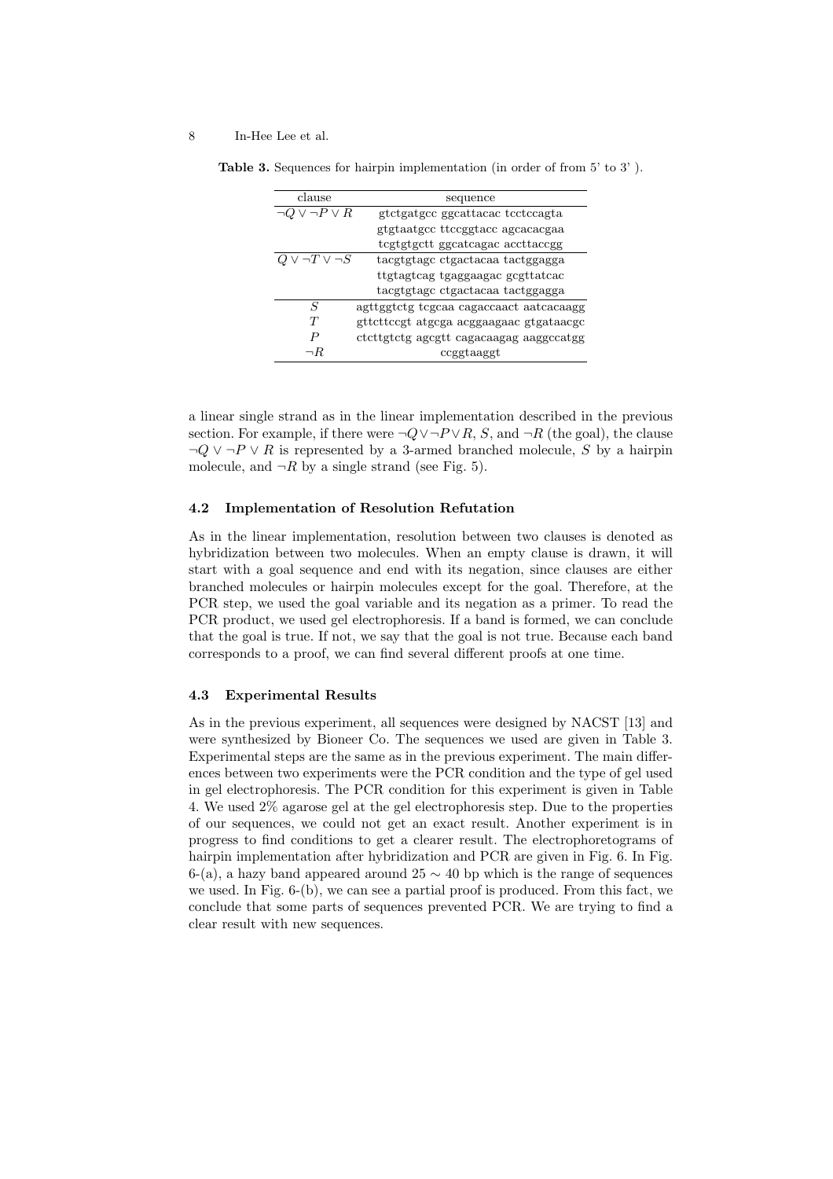**Table 3.** Sequences for hairpin implementation (in order of from 5' to 3' ).

| clause | sequence |
| --- | --- |
| $\neg Q \vee \neg P \vee R$ | gtctgatgcc ggcattacac tcctccagta |
| | gtgtaatgcc ttccggtacc agcacacgaa |
| | tcgtgtgctt ggcatcagac accttaccgg |
| $Q \vee \neg T \vee \neg S$ | tacgtgtagc ctgactacaa tactggagga |
| | ttgtagtcag tgaggaagac gcgttatcac |
| | tacgtgtagc ctgactacaa tactggagga |
| $S$ | agttggtctg tcgcaa cagaccaact aatcacaagg |
| $T$ | gttcttccgt atgcga acggaagaac gtgataacgc |
| $P$ | ctcttgtctg agcgtt cagacaagag aaggccatgg |
| $\neg R$ | ccggtaaggt |

a linear single strand as in the linear implementation described in the previous section. For example, if there were $\neg Q \vee \neg P \vee R$, $S$, and $\neg R$ (the goal), the clause $\neg Q \vee \neg P \vee R$ is represented by a 3-armed branched molecule, $S$ by a hairpin molecule, and $\neg R$ by a single strand (see Fig. 5).

### 4.2 Implementation of Resolution Refutation

As in the linear implementation, resolution between two clauses is denoted as hybridization between two molecules. When an empty clause is drawn, it will start with a goal sequence and end with its negation, since clauses are either branched molecules or hairpin molecules except for the goal. Therefore, at the PCR step, we used the goal variable and its negation as a primer. To read the PCR product, we used gel electrophoresis. If a band is formed, we can conclude that the goal is true. If not, we say that the goal is not true. Because each band corresponds to a proof, we can find several different proofs at one time.

### 4.3 Experimental Results

As in the previous experiment, all sequences were designed by NACST [13] and were synthesized by Bioneer Co. The sequences we used are given in Table 3. Experimental steps are the same as in the previous experiment. The main differences between two experiments were the PCR condition and the type of gel used in gel electrophoresis. The PCR condition for this experiment is given in Table 4. We used 2% agarose gel at the gel electrophoresis step. Due to the properties of our sequences, we could not get an exact result. Another experiment is in progress to find conditions to get a clearer result. The electrophoretograms of hairpin implementation after hybridization and PCR are given in Fig. 6. In Fig. 6-(a), a hazy band appeared around $25 \sim 40$ bp which is the range of sequences we used. In Fig. 6-(b), we can see a partial proof is produced. From this fact, we conclude that some parts of sequences prevented PCR. We are trying to find a clear result with new sequences.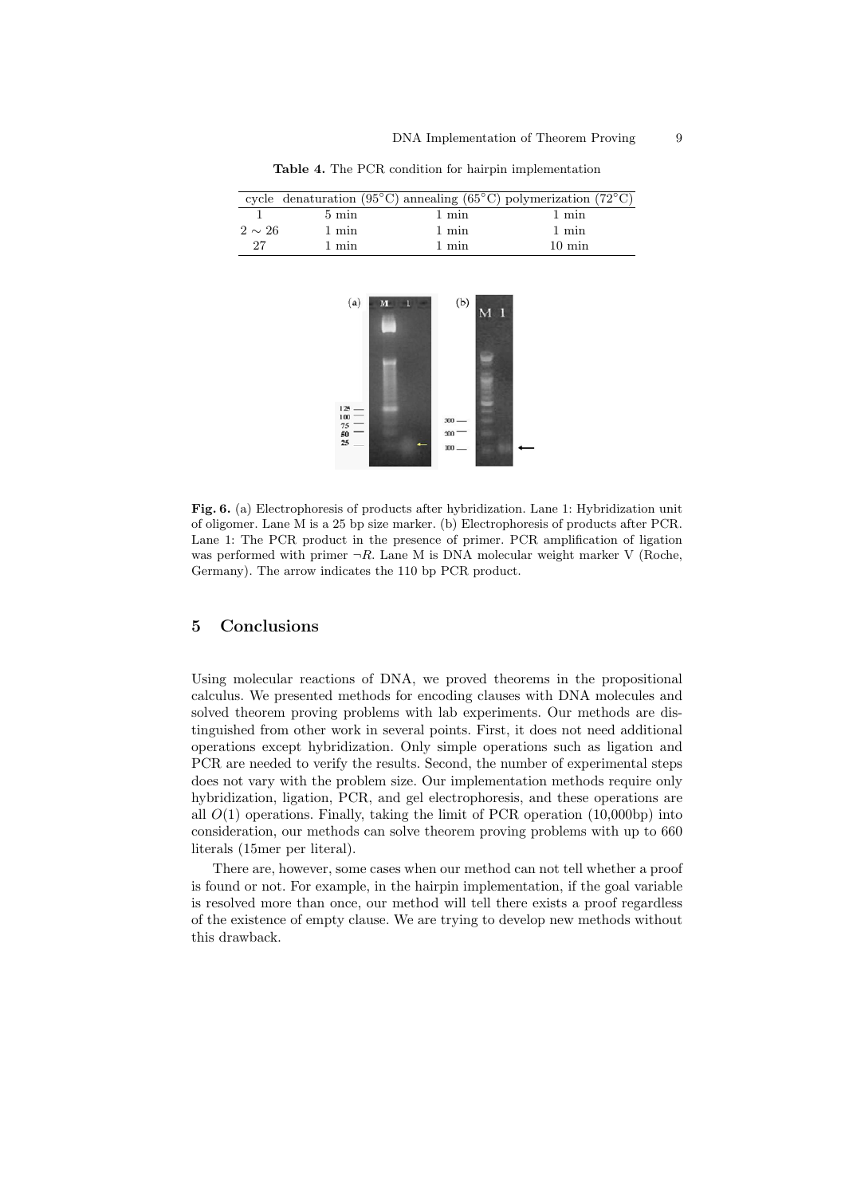**Table 4.** The PCR condition for hairpin implementation

| cycle | denaturation (95°C) | annealing (65°C) | polymerization (72°C) |
|---|---|---|---|
| 1 | 5 min | 1 min | 1 min |
| $2 \sim 26$ | 1 min | 1 min | 1 min |
| 27 | 1 min | 1 min | 10 min |

**Fig. 6.** (a) Electrophoresis of products after hybridization. Lane 1: Hybridization unit of oligomer. Lane M is a 25 bp size marker. (b) Electrophoresis of products after PCR. Lane 1: The PCR product in the presence of primer. PCR amplification of ligation was performed with primer $\neg R$. Lane M is DNA molecular weight marker V (Roche, Germany). The arrow indicates the 110 bp PCR product.

## 5 Conclusions

Using molecular reactions of DNA, we proved theorems in the propositional calculus. We presented methods for encoding clauses with DNA molecules and solved theorem proving problems with lab experiments. Our methods are distinguished from other work in several points. First, it does not need additional operations except hybridization. Only simple operations such as ligation and PCR are needed to verify the results. Second, the number of experimental steps does not vary with the problem size. Our implementation methods require only hybridization, ligation, PCR, and gel electrophoresis, and these operations are all $O(1)$ operations. Finally, taking the limit of PCR operation (10,000bp) into consideration, our methods can solve theorem proving problems with up to 660 literals (15mer per literal).

There are, however, some cases when our method can not tell whether a proof is found or not. For example, in the hairpin implementation, if the goal variable is resolved more than once, our method will tell there exists a proof regardless of the existence of empty clause. We are trying to develop new methods without this drawback.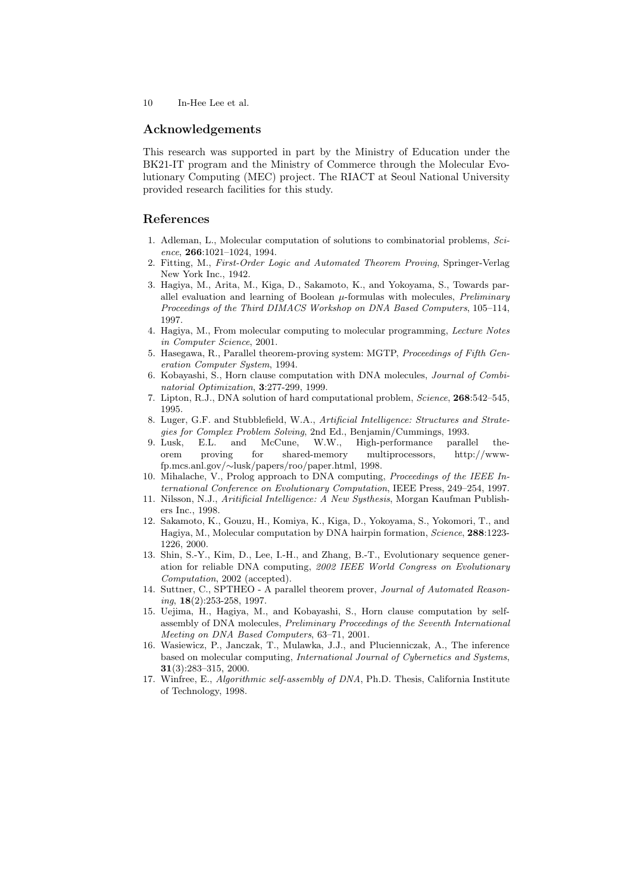## Acknowledgements

This research was supported in part by the Ministry of Education under the BK21-IT program and the Ministry of Commerce through the Molecular Evolutionary Computing (MEC) project. The RIACT at Seoul National University provided research facilities for this study.

## References

1. Adleman, L., Molecular computation of solutions to combinatorial problems, *Science*, **266**:1021–1024, 1994.
2. Fitting, M., *First-Order Logic and Automated Theorem Proving*, Springer-Verlag New York Inc., 1942.
3. Hagiya, M., Arita, M., Kiga, D., Sakamoto, K., and Yokoyama, S., Towards parallel evaluation and learning of Boolean $\mu$-formulas with molecules, *Preliminary Proceedings of the Third DIMACS Workshop on DNA Based Computers*, 105–114, 1997.
4. Hagiya, M., From molecular computing to molecular programming, *Lecture Notes in Computer Science*, 2001.
5. Hasegawa, R., Parallel theorem-proving system: MGTP, *Proceedings of Fifth Generation Computer System*, 1994.
6. Kobayashi, S., Horn clause computation with DNA molecules, *Journal of Combinatorial Optimization*, **3**:277-299, 1999.
7. Lipton, R.J., DNA solution of hard computational problem, *Science*, **268**:542–545, 1995.
8. Luger, G.F. and Stubblefield, W.A., *Artificial Intelligence: Structures and Strategies for Complex Problem Solving*, 2nd Ed., Benjamin/Cummings, 1993.
9. Lusk, E.L. and McCune, W.W., High-performance parallel theorem proving for shared-memory multiprocessors, http://www-fp.mcs.anl.gov/∼lusk/papers/roo/paper.html, 1998.
10. Mihalache, V., Prolog approach to DNA computing, *Proceedings of the IEEE International Conference on Evolutionary Computation*, IEEE Press, 249–254, 1997.
11. Nilsson, N.J., *Aritificial Intelligence: A New Systhesis*, Morgan Kaufman Publishers Inc., 1998.
12. Sakamoto, K., Gouzu, H., Komiya, K., Kiga, D., Yokoyama, S., Yokomori, T., and Hagiya, M., Molecular computation by DNA hairpin formation, *Science*, **288**:1223-1226, 2000.
13. Shin, S.-Y., Kim, D., Lee, I.-H., and Zhang, B.-T., Evolutionary sequence generation for reliable DNA computing, *2002 IEEE World Congress on Evolutionary Computation*, 2002 (accepted).
14. Suttner, C., SPTHEO - A parallel theorem prover, *Journal of Automated Reasoning*, **18**(2):253-258, 1997.
15. Uejima, H., Hagiya, M., and Kobayashi, S., Horn clause computation by self-assembly of DNA molecules, *Preliminary Proceedings of the Seventh International Meeting on DNA Based Computers*, 63–71, 2001.
16. Wasiewicz, P., Janczak, T., Mulawka, J.J., and Plucienniczak, A., The inference based on molecular computing, *International Journal of Cybernetics and Systems*, **31**(3):283–315, 2000.
17. Winfree, E., *Algorithmic self-assembly of DNA*, Ph.D. Thesis, California Institute of Technology, 1998.